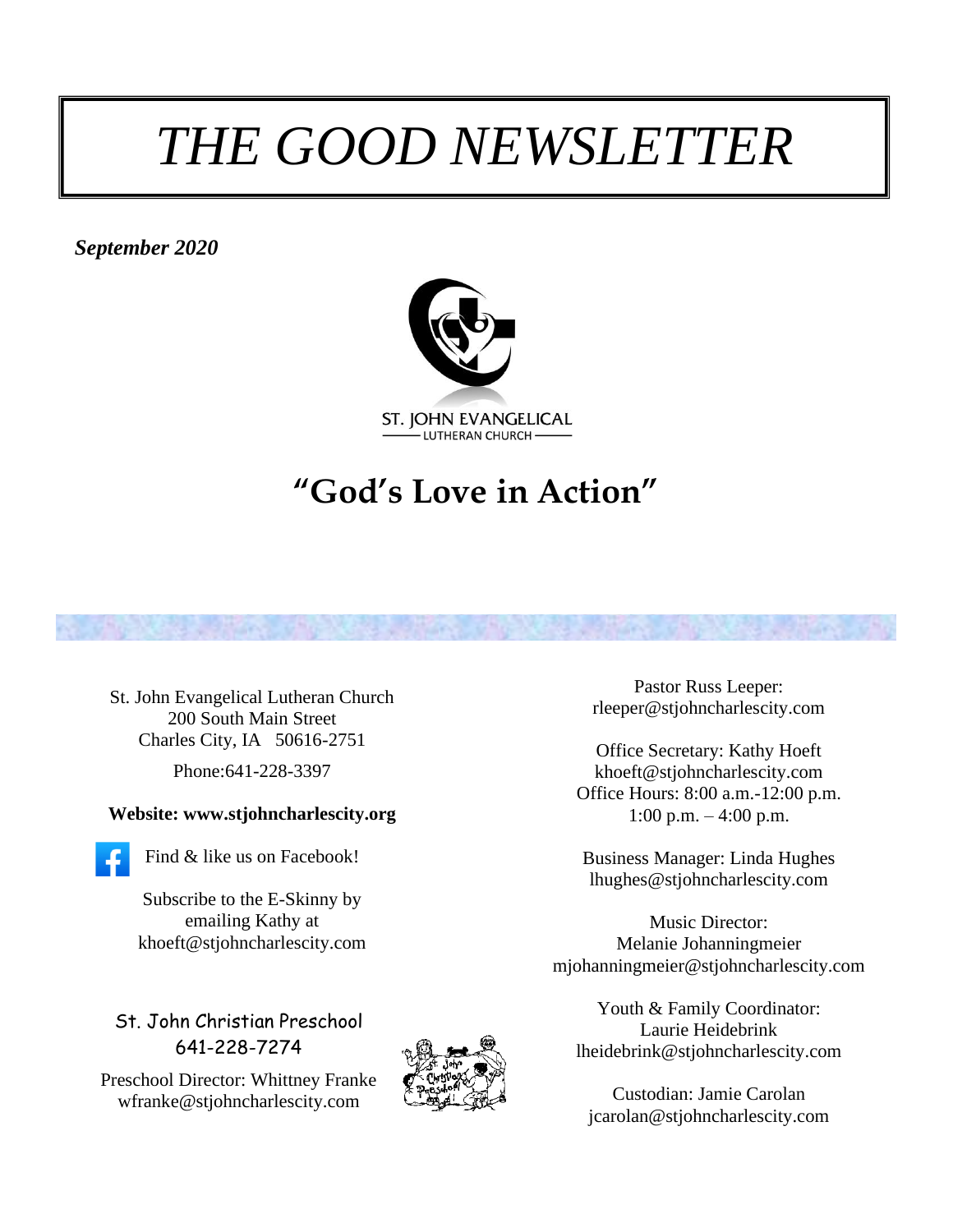# THE GOOD NEWSLETTER

***September 2020***

ST. JOHN EVANGELICAL
LUTHERAN CHURCH

## "God's Love in Action"

St. John Evangelical Lutheran Church
200 South Main Street
Charles City, IA 50616-2751

Phone:641-228-3397

**Website: www.stjohncharlescity.org**

Find & like us on Facebook!

Subscribe to the E-Skinny by emailing Kathy at khoeft@stjohncharlescity.com

St. John Christian Preschool
641-228-7274

Preschool Director: Whittney Franke
wfranke@stjohncharlescity.com

Pastor Russ Leeper:
rleeper@stjohncharlescity.com

Office Secretary: Kathy Hoeft
khoeft@stjohncharlescity.com
Office Hours: 8:00 a.m.-12:00 p.m.
1:00 p.m. – 4:00 p.m.

Business Manager: Linda Hughes
lhughes@stjohncharlescity.com

Music Director:
Melanie Johanningmeier
mjohanningmeier@stjohncharlescity.com

Youth & Family Coordinator:
Laurie Heidebrink
lheidebrink@stjohncharlescity.com

Custodian: Jamie Carolan
jcarolan@stjohncharlescity.com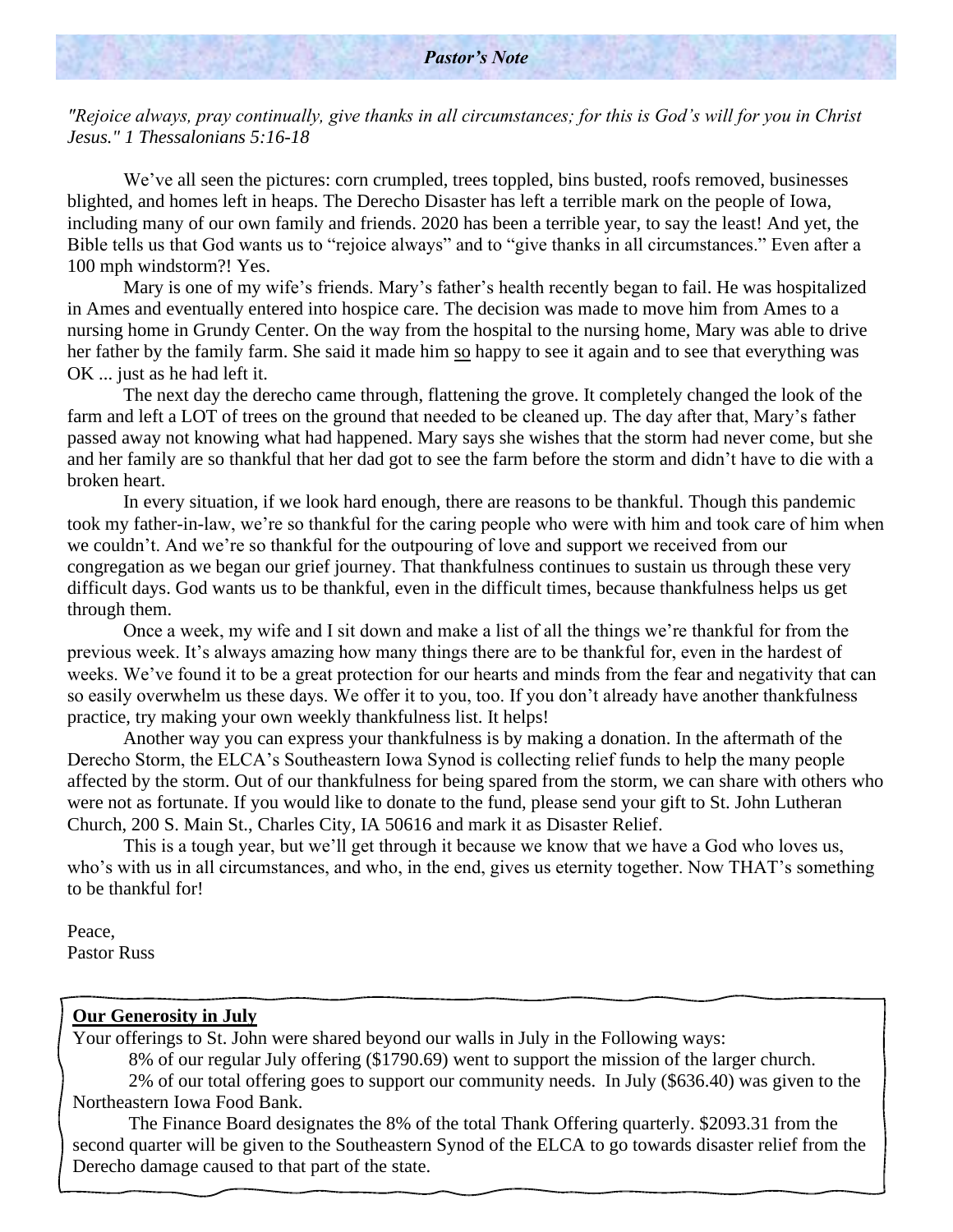## *Pastor's Note*

*"Rejoice always, pray continually, give thanks in all circumstances; for this is God's will for you in Christ Jesus." 1 Thessalonians 5:16-18*

We've all seen the pictures: corn crumpled, trees toppled, bins busted, roofs removed, businesses blighted, and homes left in heaps. The Derecho Disaster has left a terrible mark on the people of Iowa, including many of our own family and friends. 2020 has been a terrible year, to say the least! And yet, the Bible tells us that God wants us to "rejoice always" and to "give thanks in all circumstances." Even after a 100 mph windstorm?! Yes.

Mary is one of my wife's friends. Mary's father's health recently began to fail. He was hospitalized in Ames and eventually entered into hospice care. The decision was made to move him from Ames to a nursing home in Grundy Center. On the way from the hospital to the nursing home, Mary was able to drive her father by the family farm. She said it made him <u>so</u> happy to see it again and to see that everything was OK ... just as he had left it.

The next day the derecho came through, flattening the grove. It completely changed the look of the farm and left a LOT of trees on the ground that needed to be cleaned up. The day after that, Mary's father passed away not knowing what had happened. Mary says she wishes that the storm had never come, but she and her family are so thankful that her dad got to see the farm before the storm and didn't have to die with a broken heart.

In every situation, if we look hard enough, there are reasons to be thankful. Though this pandemic took my father-in-law, we're so thankful for the caring people who were with him and took care of him when we couldn't. And we're so thankful for the outpouring of love and support we received from our congregation as we began our grief journey. That thankfulness continues to sustain us through these very difficult days. God wants us to be thankful, even in the difficult times, because thankfulness helps us get through them.

Once a week, my wife and I sit down and make a list of all the things we're thankful for from the previous week. It's always amazing how many things there are to be thankful for, even in the hardest of weeks. We've found it to be a great protection for our hearts and minds from the fear and negativity that can so easily overwhelm us these days. We offer it to you, too. If you don't already have another thankfulness practice, try making your own weekly thankfulness list. It helps!

Another way you can express your thankfulness is by making a donation. In the aftermath of the Derecho Storm, the ELCA's Southeastern Iowa Synod is collecting relief funds to help the many people affected by the storm. Out of our thankfulness for being spared from the storm, we can share with others who were not as fortunate. If you would like to donate to the fund, please send your gift to St. John Lutheran Church, 200 S. Main St., Charles City, IA 50616 and mark it as Disaster Relief.

This is a tough year, but we'll get through it because we know that we have a God who loves us, who's with us in all circumstances, and who, in the end, gives us eternity together. Now THAT's something to be thankful for!

Peace,
Pastor Russ

**<u>Our Generosity in July</u>**

Your offerings to St. John were shared beyond our walls in July in the Following ways:

8% of our regular July offering ($1790.69) went to support the mission of the larger church.

2% of our total offering goes to support our community needs. In July ($636.40) was given to the Northeastern Iowa Food Bank.

The Finance Board designates the 8% of the total Thank Offering quarterly. $2093.31 from the second quarter will be given to the Southeastern Synod of the ELCA to go towards disaster relief from the Derecho damage caused to that part of the state.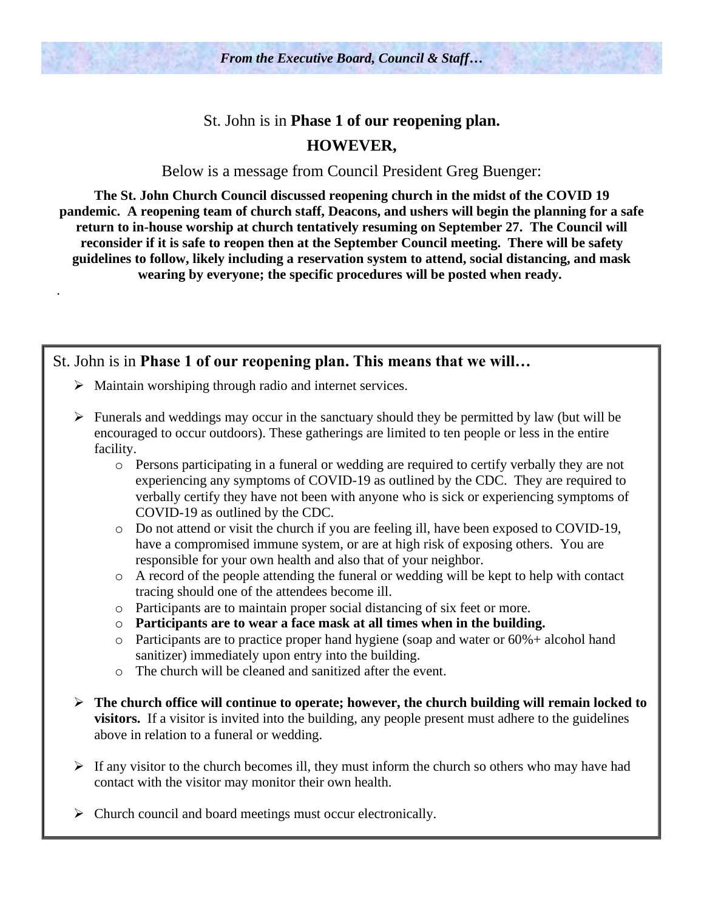*From the Executive Board, Council & Staff…*

St. John is in **Phase 1 of our reopening plan.**

**HOWEVER,**

Below is a message from Council President Greg Buenger:

**The St. John Church Council discussed reopening church in the midst of the COVID 19 pandemic. A reopening team of church staff, Deacons, and ushers will begin the planning for a safe return to in-house worship at church tentatively resuming on September 27. The Council will reconsider if it is safe to reopen then at the September Council meeting. There will be safety guidelines to follow, likely including a reservation system to attend, social distancing, and mask wearing by everyone; the specific procedures will be posted when ready.**

.

St. John is in **Phase 1 of our reopening plan. This means that we will…**

- Maintain worshiping through radio and internet services.
- Funerals and weddings may occur in the sanctuary should they be permitted by law (but will be encouraged to occur outdoors). These gatherings are limited to ten people or less in the entire facility.
  - Persons participating in a funeral or wedding are required to certify verbally they are not experiencing any symptoms of COVID-19 as outlined by the CDC. They are required to verbally certify they have not been with anyone who is sick or experiencing symptoms of COVID-19 as outlined by the CDC.
  - Do not attend or visit the church if you are feeling ill, have been exposed to COVID-19, have a compromised immune system, or are at high risk of exposing others. You are responsible for your own health and also that of your neighbor.
  - A record of the people attending the funeral or wedding will be kept to help with contact tracing should one of the attendees become ill.
  - Participants are to maintain proper social distancing of six feet or more.
  - **Participants are to wear a face mask at all times when in the building.**
  - Participants are to practice proper hand hygiene (soap and water or 60%+ alcohol hand sanitizer) immediately upon entry into the building.
  - The church will be cleaned and sanitized after the event.
- **The church office will continue to operate; however, the church building will remain locked to visitors.** If a visitor is invited into the building, any people present must adhere to the guidelines above in relation to a funeral or wedding.
- If any visitor to the church becomes ill, they must inform the church so others who may have had contact with the visitor may monitor their own health.
- Church council and board meetings must occur electronically.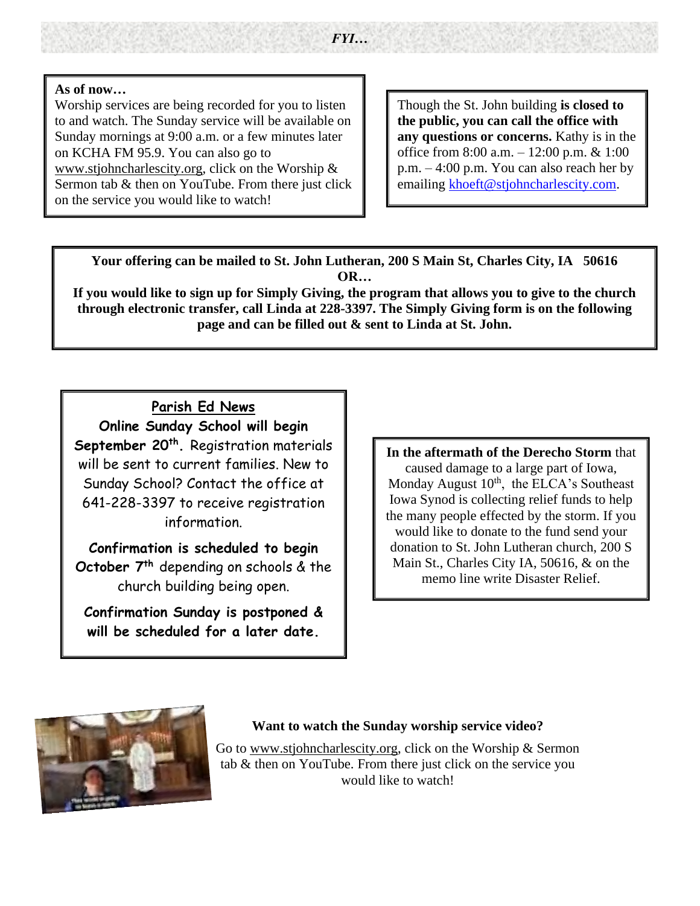*FYI…*

**As of now…**
Worship services are being recorded for you to listen to and watch. The Sunday service will be available on Sunday mornings at 9:00 a.m. or a few minutes later on KCHA FM 95.9. You can also go to www.stjohncharlescity.org, click on the Worship & Sermon tab & then on YouTube. From there just click on the service you would like to watch!

Though the St. John building **is closed to the public, you can call the office with any questions or concerns.** Kathy is in the office from 8:00 a.m. – 12:00 p.m. & 1:00 p.m. – 4:00 p.m. You can also reach her by emailing khoeft@stjohncharlescity.com.

**Your offering can be mailed to St. John Lutheran, 200 S Main St, Charles City, IA 50616**
**OR…**
**If you would like to sign up for Simply Giving, the program that allows you to give to the church through electronic transfer, call Linda at 228-3397. The Simply Giving form is on the following page and can be filled out & sent to Linda at St. John.**

**Parish Ed News**

**Online Sunday School will begin September 20th.** Registration materials will be sent to current families. New to Sunday School? Contact the office at 641-228-3397 to receive registration information.

**Confirmation is scheduled to begin October 7th** depending on schools & the church building being open.

**Confirmation Sunday is postponed & will be scheduled for a later date.**

**In the aftermath of the Derecho Storm** that caused damage to a large part of Iowa, Monday August 10th, the ELCA's Southeast Iowa Synod is collecting relief funds to help the many people effected by the storm. If you would like to donate to the fund send your donation to St. John Lutheran church, 200 S Main St., Charles City IA, 50616, & on the memo line write Disaster Relief.

**Want to watch the Sunday worship service video?**

Go to www.stjohncharlescity.org, click on the Worship & Sermon tab & then on YouTube. From there just click on the service you would like to watch!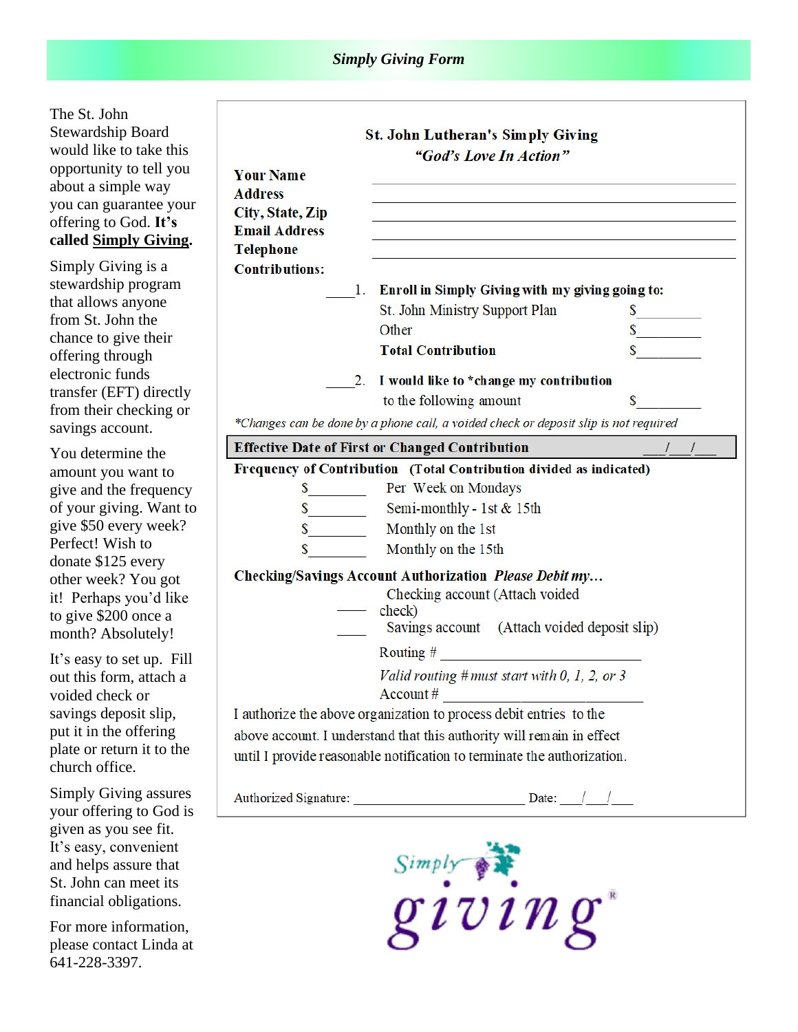## *Simply Giving Form*

The St. John Stewardship Board would like to take this opportunity to tell you about a simple way you can guarantee your offering to God. **It's called __Simply Giving__.**

Simply Giving is a stewardship program that allows anyone from St. John the chance to give their offering through electronic funds transfer (EFT) directly from their checking or savings account.

You determine the amount you want to give and the frequency of your giving. Want to give $50 every week? Perfect! Wish to donate $125 every other week? You got it! Perhaps you'd like to give $200 once a month? Absolutely!

It's easy to set up. Fill out this form, attach a voided check or savings deposit slip, put it in the offering plate or return it to the church office.

Simply Giving assures your offering to God is given as you see fit. It's easy, convenient and helps assure that St. John can meet its financial obligations.

For more information, please contact Linda at 641-228-3397.

---

**St. John Lutheran's Simply Giving**

***"God's Love In Action"***

**Your Name** ______________________________

**Address** ______________________________

**City, State, Zip** ______________________________

**Email Address** ______________________________

**Telephone** ______________________________

**Contributions:**

____1. **Enroll in Simply Giving with my giving going to:**

| | |
|---|---|
| St. John Ministry Support Plan | $________ |
| Other | $________ |
| **Total Contribution** | $________ |

____2. **I would like to \*change my contribution** to the following amount $________

*\*Changes can be done by a phone call, a voided check or deposit slip is not required*

**Effective Date of First or Changed Contribution** ___/___/___

**Frequency of Contribution (Total Contribution divided as indicated)**

| | |
|---|---|
| $________ | Per Week on Mondays |
| $________ | Semi-monthly - 1st & 15th |
| $________ | Monthly on the 1st |
| $________ | Monthly on the 15th |

**Checking/Savings Account Authorization** ***Please Debit my…***

____ Checking account (Attach voided check)

____ Savings account (Attach voided deposit slip)

Routing # ______________________________

*Valid routing # must start with 0, 1, 2, or 3*

Account # ______________________________

I authorize the above organization to process debit entries to the above account. I understand that this authority will remain in effect until I provide reasonable notification to terminate the authorization.

Authorized Signature: ______________________ Date: ___/___/___

Simply giving®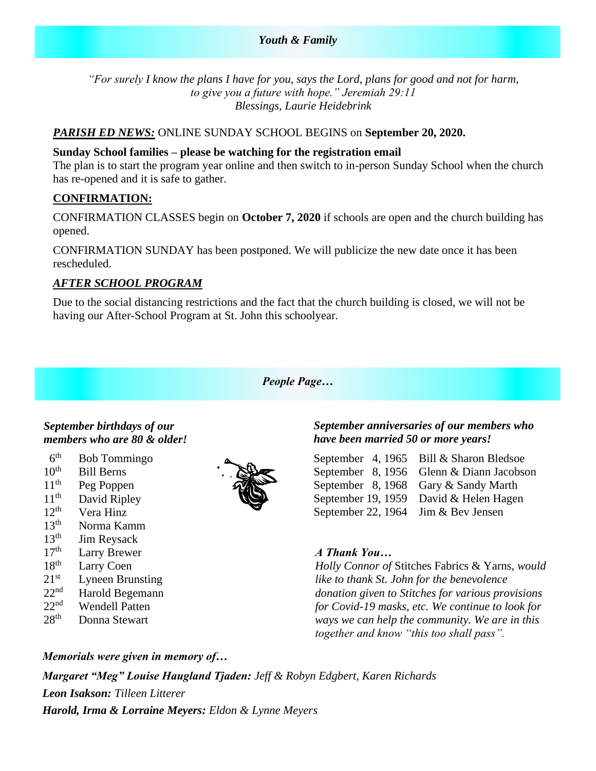## *Youth & Family*

*"For surely I know the plans I have for you, says the Lord, plans for good and not for harm, to give you a future with hope." Jeremiah 29:11*
*Blessings, Laurie Heidebrink*

***PARISH ED NEWS:*** ONLINE SUNDAY SCHOOL BEGINS on **September 20, 2020.**

**Sunday School families – please be watching for the registration email**
The plan is to start the program year online and then switch to in-person Sunday School when the church has re-opened and it is safe to gather.

**CONFIRMATION:**

CONFIRMATION CLASSES begin on **October 7, 2020** if schools are open and the church building has opened.

CONFIRMATION SUNDAY has been postponed. We will publicize the new date once it has been rescheduled.

***AFTER SCHOOL PROGRAM***

Due to the social distancing restrictions and the fact that the church building is closed, we will not be having our After-School Program at St. John this schoolyear.

## *People Page…*

***September birthdays of our members who are 80 & older!***

- 6th Bob Tommingo
- 10th Bill Berns
- 11th Peg Poppen
- 11th David Ripley
- 12th Vera Hinz
- 13th Norma Kamm
- 13th Jim Reysack
- 17th Larry Brewer
- 18th Larry Coen
- 21st Lyneen Brunsting
- 22nd Harold Begemann
- 22nd Wendell Patten
- 28th Donna Stewart

***September anniversaries of our members who have been married 50 or more years!***

- September 4, 1965 Bill & Sharon Bledsoe
- September 8, 1956 Glenn & Diann Jacobson
- September 8, 1968 Gary & Sandy Marth
- September 19, 1959 David & Helen Hagen
- September 22, 1964 Jim & Bev Jensen

***A Thank You…***

*Holly Connor of* Stitches Fabrics & Yarns, *would like to thank St. John for the benevolence donation given to Stitches for various provisions for Covid-19 masks, etc. We continue to look for ways we can help the community. We are in this together and know "this too shall pass".*

***Memorials were given in memory of…***

***Margaret "Meg" Louise Haugland Tjaden:*** *Jeff & Robyn Edgbert, Karen Richards*

***Leon Isakson:*** *Tilleen Litterer*

***Harold, Irma & Lorraine Meyers:*** *Eldon & Lynne Meyers*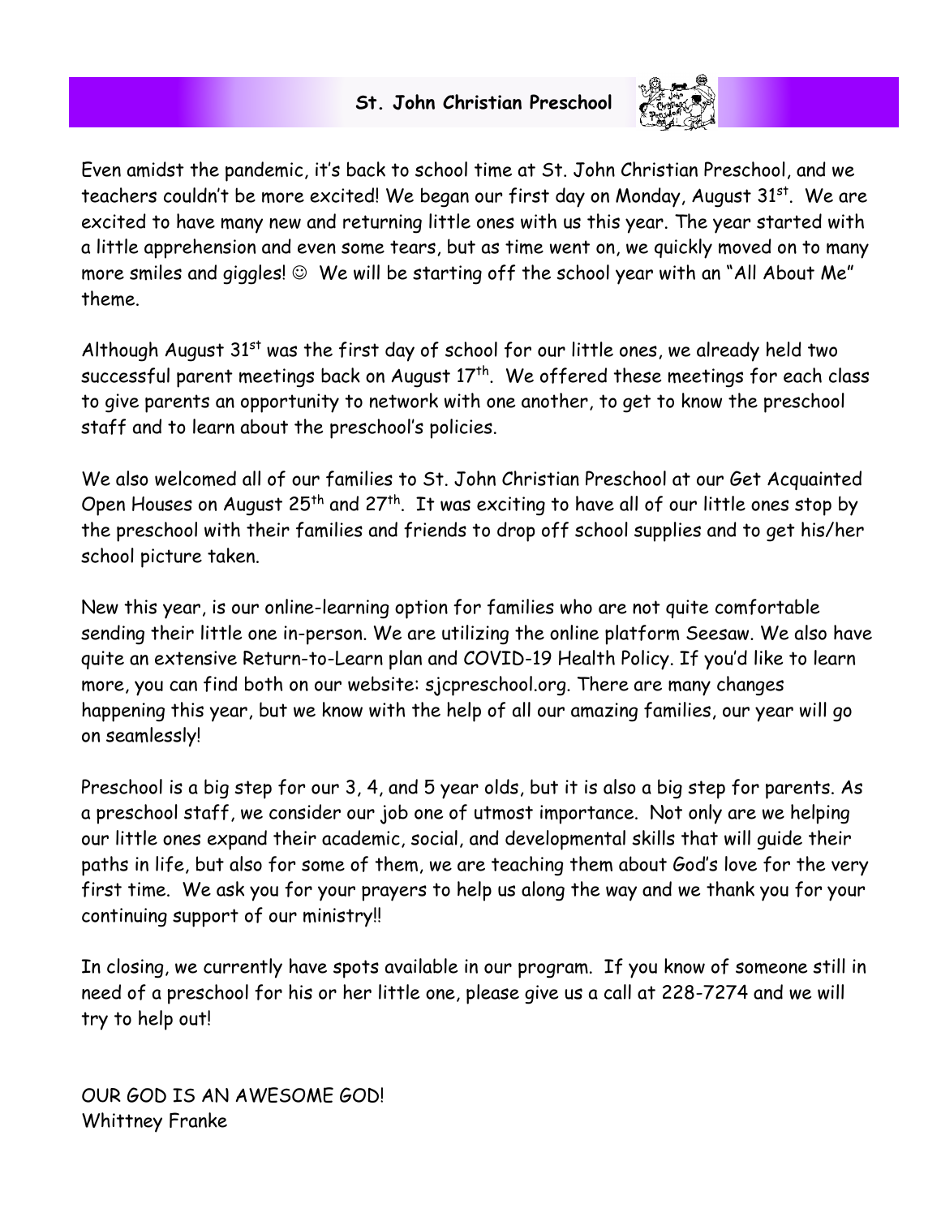## St. John Christian Preschool

Even amidst the pandemic, it's back to school time at St. John Christian Preschool, and we teachers couldn't be more excited! We began our first day on Monday, August 31st. We are excited to have many new and returning little ones with us this year. The year started with a little apprehension and even some tears, but as time went on, we quickly moved on to many more smiles and giggles! ☺ We will be starting off the school year with an "All About Me" theme.

Although August 31st was the first day of school for our little ones, we already held two successful parent meetings back on August 17th. We offered these meetings for each class to give parents an opportunity to network with one another, to get to know the preschool staff and to learn about the preschool's policies.

We also welcomed all of our families to St. John Christian Preschool at our Get Acquainted Open Houses on August 25th and 27th. It was exciting to have all of our little ones stop by the preschool with their families and friends to drop off school supplies and to get his/her school picture taken.

New this year, is our online-learning option for families who are not quite comfortable sending their little one in-person. We are utilizing the online platform Seesaw. We also have quite an extensive Return-to-Learn plan and COVID-19 Health Policy. If you'd like to learn more, you can find both on our website: sjcpreschool.org. There are many changes happening this year, but we know with the help of all our amazing families, our year will go on seamlessly!

Preschool is a big step for our 3, 4, and 5 year olds, but it is also a big step for parents. As a preschool staff, we consider our job one of utmost importance. Not only are we helping our little ones expand their academic, social, and developmental skills that will guide their paths in life, but also for some of them, we are teaching them about God's love for the very first time. We ask you for your prayers to help us along the way and we thank you for your continuing support of our ministry!!

In closing, we currently have spots available in our program. If you know of someone still in need of a preschool for his or her little one, please give us a call at 228-7274 and we will try to help out!

OUR GOD IS AN AWESOME GOD!
Whittney Franke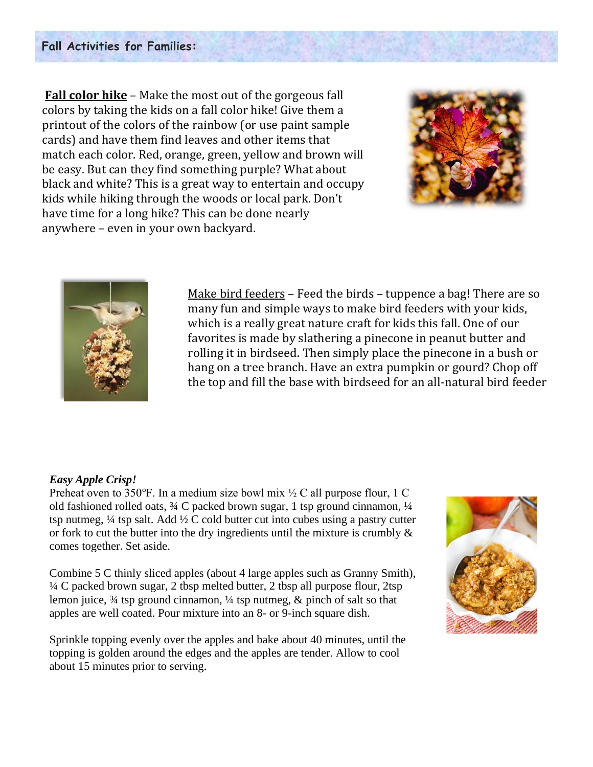## Fall Activities for Families:

**Fall color hike** – Make the most out of the gorgeous fall colors by taking the kids on a fall color hike! Give them a printout of the colors of the rainbow (or use paint sample cards) and have them find leaves and other items that match each color. Red, orange, green, yellow and brown will be easy. But can they find something purple? What about black and white? This is a great way to entertain and occupy kids while hiking through the woods or local park. Don't have time for a long hike? This can be done nearly anywhere – even in your own backyard.

Make bird feeders – Feed the birds – tuppence a bag! There are so many fun and simple ways to make bird feeders with your kids, which is a really great nature craft for kids this fall. One of our favorites is made by slathering a pinecone in peanut butter and rolling it in birdseed. Then simply place the pinecone in a bush or hang on a tree branch. Have an extra pumpkin or gourd? Chop off the top and fill the base with birdseed for an all-natural bird feeder

***Easy Apple Crisp!***

Preheat oven to 350°F. In a medium size bowl mix ½ C all purpose flour, 1 C old fashioned rolled oats, ¾ C packed brown sugar, 1 tsp ground cinnamon, ¼ tsp nutmeg, ¼ tsp salt. Add ½ C cold butter cut into cubes using a pastry cutter or fork to cut the butter into the dry ingredients until the mixture is crumbly & comes together. Set aside.

Combine 5 C thinly sliced apples (about 4 large apples such as Granny Smith), ¼ C packed brown sugar, 2 tbsp melted butter, 2 tbsp all purpose flour, 2tsp lemon juice, ¾ tsp ground cinnamon, ¼ tsp nutmeg, & pinch of salt so that apples are well coated. Pour mixture into an 8- or 9-inch square dish.

Sprinkle topping evenly over the apples and bake about 40 minutes, until the topping is golden around the edges and the apples are tender. Allow to cool about 15 minutes prior to serving.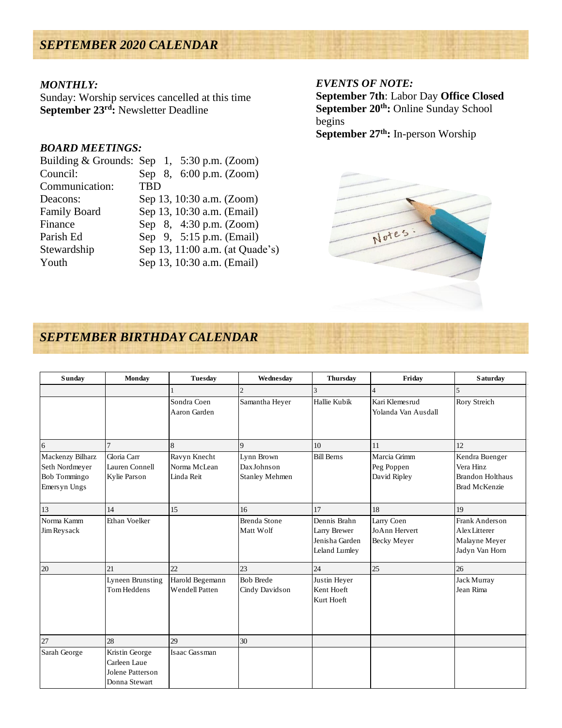## *SEPTEMBER 2020 CALENDAR*

### *MONTHLY:*

Sunday: Worship services cancelled at this time
**September 23rd:** Newsletter Deadline

### *BOARD MEETINGS:*

| | |
|---|---|
| Building & Grounds: | Sep 1, 5:30 p.m. (Zoom) |
| Council: | Sep 8, 6:00 p.m. (Zoom) |
| Communication: | TBD |
| Deacons: | Sep 13, 10:30 a.m. (Zoom) |
| Family Board | Sep 13, 10:30 a.m. (Email) |
| Finance | Sep 8, 4:30 p.m. (Zoom) |
| Parish Ed | Sep 9, 5:15 p.m. (Email) |
| Stewardship | Sep 13, 11:00 a.m. (at Quade's) |
| Youth | Sep 13, 10:30 a.m. (Email) |

### *EVENTS OF NOTE:*

**September 7th**: Labor Day **Office Closed**
**September 20th:** Online Sunday School begins
**September 27th:** In-person Worship

## *SEPTEMBER BIRTHDAY CALENDAR*

| Sunday | Monday | Tuesday | Wednesday | Thursday | Friday | Saturday |
|---|---|---|---|---|---|---|
| | | 1 | 2 | 3 | 4 | 5 |
| | | Sondra Coen<br>Aaron Garden | Samantha Heyer | Hallie Kubik | Kari Klemesrud<br>Yolanda Van Ausdall | Rory Streich |
| 6 | 7 | 8 | 9 | 10 | 11 | 12 |
| Mackenzy Bilharz<br>Seth Nordmeyer<br>Bob Tommingo<br>Emersyn Ungs | Gloria Carr<br>Lauren Connell<br>Kylie Parson | Ravyn Knecht<br>Norma McLean<br>Linda Reit | Lynn Brown<br>Dax Johnson<br>Stanley Mehmen | Bill Berns | Marcia Grimm<br>Peg Poppen<br>David Ripley | Kendra Buenger<br>Vera Hinz<br>Brandon Holthaus<br>Brad McKenzie |
| 13 | 14 | 15 | 16 | 17 | 18 | 19 |
| Norma Kamm<br>Jim Reysack | Ethan Voelker | | Brenda Stone<br>Matt Wolf | Dennis Brahn<br>Larry Brewer<br>Jenisha Garden<br>Leland Lumley | Larry Coen<br>JoAnn Hervert<br>Becky Meyer | Frank Anderson<br>Alex Litterer<br>Malayne Meyer<br>Jadyn Van Horn |
| 20 | 21 | 22 | 23 | 24 | 25 | 26 |
| | Lyneen Brunsting<br>Tom Heddens | Harold Begemann<br>Wendell Patten | Bob Brede<br>Cindy Davidson | Justin Heyer<br>Kent Hoeft<br>Kurt Hoeft | | Jack Murray<br>Jean Rima |
| 27 | 28 | 29 | 30 | | | |
| Sarah George | Kristin George<br>Carleen Laue<br>Jolene Patterson<br>Donna Stewart | Isaac Gassman | | | | |